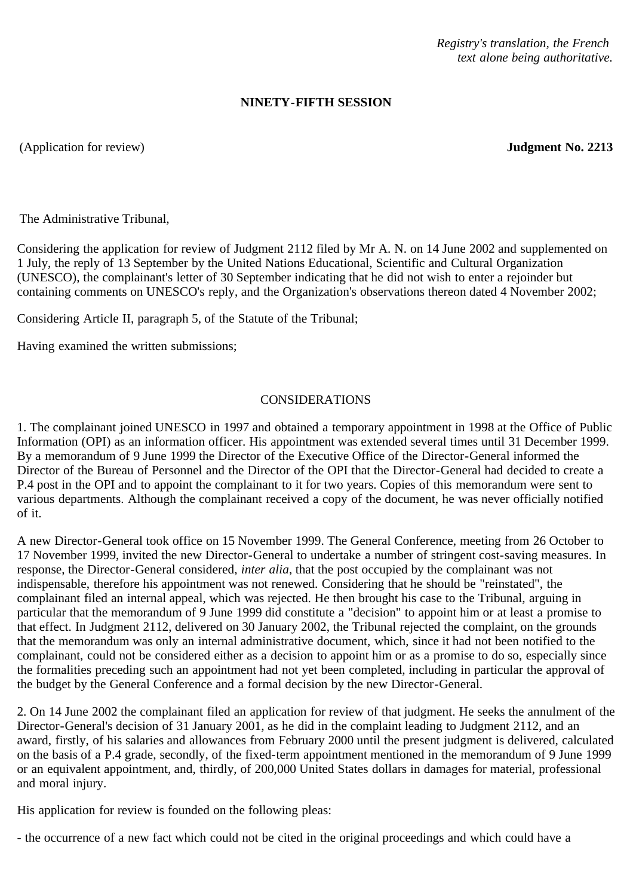*Registry's translation, the French text alone being authoritative.*

**NINETY-FIFTH SESSION**

(Application for review) **Judgment No. 2213**

The Administrative Tribunal,

Considering the application for review of Judgment 2112 filed by Mr A. N. on 14 June 2002 and supplemented on 1 July, the reply of 13 September by the United Nations Educational, Scientific and Cultural Organization (UNESCO), the complainant's letter of 30 September indicating that he did not wish to enter a rejoinder but containing comments on UNESCO's reply, and the Organization's observations thereon dated 4 November 2002;

Considering Article II, paragraph 5, of the Statute of the Tribunal;

Having examined the written submissions;

CONSIDERATIONS

1. The complainant joined UNESCO in 1997 and obtained a temporary appointment in 1998 at the Office of Public Information (OPI) as an information officer. His appointment was extended several times until 31 December 1999. By a memorandum of 9 June 1999 the Director of the Executive Office of the Director-General informed the Director of the Bureau of Personnel and the Director of the OPI that the Director-General had decided to create a P.4 post in the OPI and to appoint the complainant to it for two years. Copies of this memorandum were sent to various departments. Although the complainant received a copy of the document, he was never officially notified of it.

A new Director-General took office on 15 November 1999. The General Conference, meeting from 26 October to 17 November 1999, invited the new Director-General to undertake a number of stringent cost-saving measures. In response, the Director-General considered, *inter alia*, that the post occupied by the complainant was not indispensable, therefore his appointment was not renewed. Considering that he should be "reinstated", the complainant filed an internal appeal, which was rejected. He then brought his case to the Tribunal, arguing in particular that the memorandum of 9 June 1999 did constitute a "decision" to appoint him or at least a promise to that effect. In Judgment 2112, delivered on 30 January 2002, the Tribunal rejected the complaint, on the grounds that the memorandum was only an internal administrative document, which, since it had not been notified to the complainant, could not be considered either as a decision to appoint him or as a promise to do so, especially since the formalities preceding such an appointment had not yet been completed, including in particular the approval of the budget by the General Conference and a formal decision by the new Director-General.

2. On 14 June 2002 the complainant filed an application for review of that judgment. He seeks the annulment of the Director-General's decision of 31 January 2001, as he did in the complaint leading to Judgment 2112, and an award, firstly, of his salaries and allowances from February 2000 until the present judgment is delivered, calculated on the basis of a P.4 grade, secondly, of the fixed-term appointment mentioned in the memorandum of 9 June 1999 or an equivalent appointment, and, thirdly, of 200,000 United States dollars in damages for material, professional and moral injury.

His application for review is founded on the following pleas:

- the occurrence of a new fact which could not be cited in the original proceedings and which could have a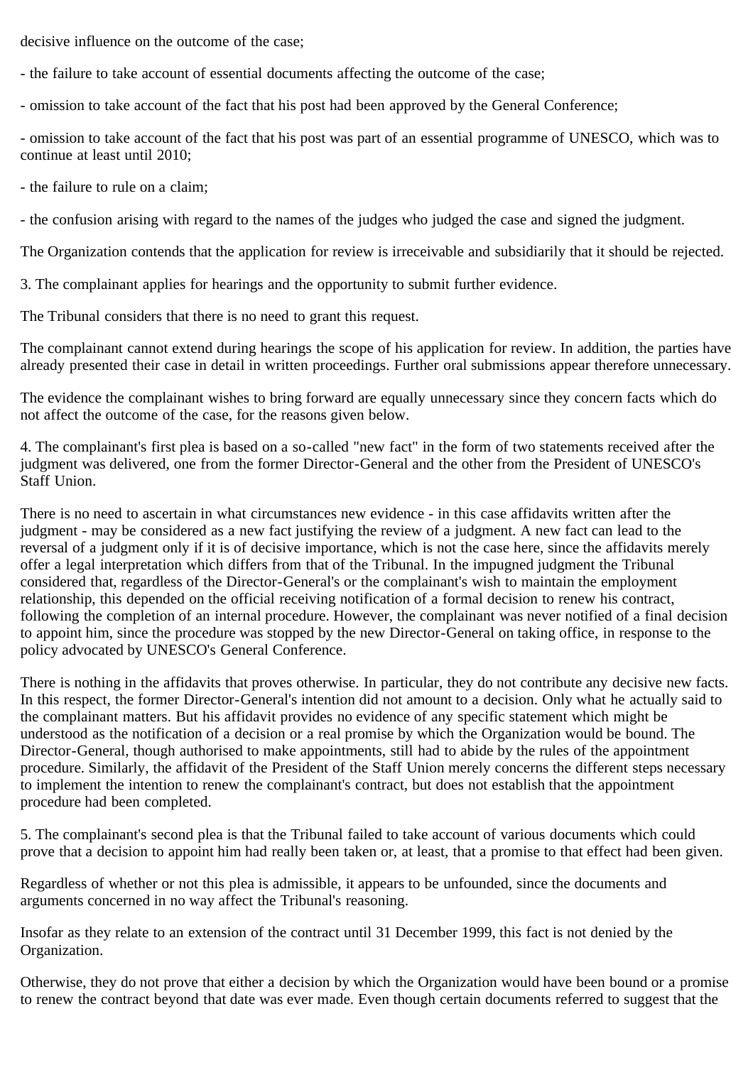decisive influence on the outcome of the case;

- the failure to take account of essential documents affecting the outcome of the case;

- omission to take account of the fact that his post had been approved by the General Conference;

- omission to take account of the fact that his post was part of an essential programme of UNESCO, which was to continue at least until 2010;

- the failure to rule on a claim;

- the confusion arising with regard to the names of the judges who judged the case and signed the judgment.

The Organization contends that the application for review is irreceivable and subsidiarily that it should be rejected.

3. The complainant applies for hearings and the opportunity to submit further evidence.

The Tribunal considers that there is no need to grant this request.

The complainant cannot extend during hearings the scope of his application for review. In addition, the parties have already presented their case in detail in written proceedings. Further oral submissions appear therefore unnecessary.

The evidence the complainant wishes to bring forward are equally unnecessary since they concern facts which do not affect the outcome of the case, for the reasons given below.

4. The complainant's first plea is based on a so-called "new fact" in the form of two statements received after the judgment was delivered, one from the former Director-General and the other from the President of UNESCO's Staff Union.

There is no need to ascertain in what circumstances new evidence - in this case affidavits written after the judgment - may be considered as a new fact justifying the review of a judgment. A new fact can lead to the reversal of a judgment only if it is of decisive importance, which is not the case here, since the affidavits merely offer a legal interpretation which differs from that of the Tribunal. In the impugned judgment the Tribunal considered that, regardless of the Director-General's or the complainant's wish to maintain the employment relationship, this depended on the official receiving notification of a formal decision to renew his contract, following the completion of an internal procedure. However, the complainant was never notified of a final decision to appoint him, since the procedure was stopped by the new Director-General on taking office, in response to the policy advocated by UNESCO's General Conference.

There is nothing in the affidavits that proves otherwise. In particular, they do not contribute any decisive new facts. In this respect, the former Director-General's intention did not amount to a decision. Only what he actually said to the complainant matters. But his affidavit provides no evidence of any specific statement which might be understood as the notification of a decision or a real promise by which the Organization would be bound. The Director-General, though authorised to make appointments, still had to abide by the rules of the appointment procedure. Similarly, the affidavit of the President of the Staff Union merely concerns the different steps necessary to implement the intention to renew the complainant's contract, but does not establish that the appointment procedure had been completed.

5. The complainant's second plea is that the Tribunal failed to take account of various documents which could prove that a decision to appoint him had really been taken or, at least, that a promise to that effect had been given.

Regardless of whether or not this plea is admissible, it appears to be unfounded, since the documents and arguments concerned in no way affect the Tribunal's reasoning.

Insofar as they relate to an extension of the contract until 31 December 1999, this fact is not denied by the Organization.

Otherwise, they do not prove that either a decision by which the Organization would have been bound or a promise to renew the contract beyond that date was ever made. Even though certain documents referred to suggest that the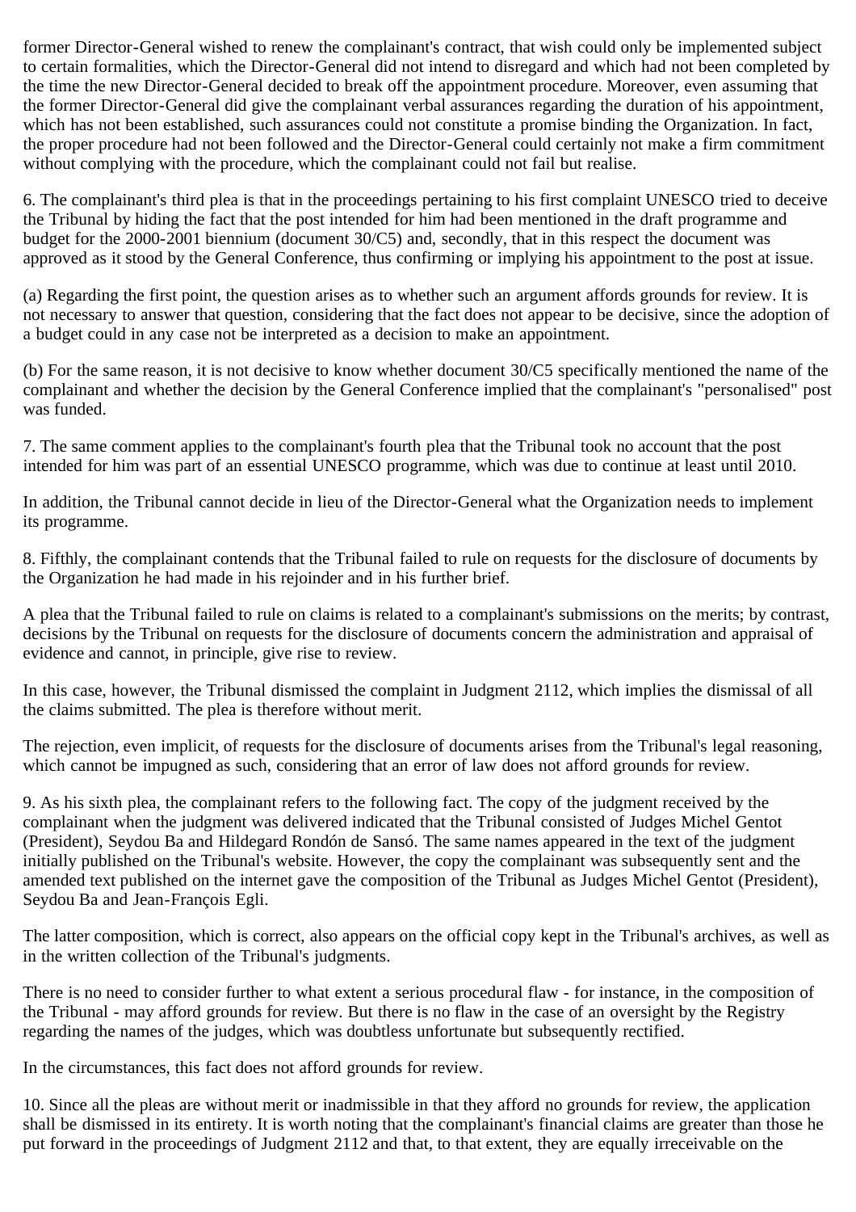former Director-General wished to renew the complainant's contract, that wish could only be implemented subject to certain formalities, which the Director-General did not intend to disregard and which had not been completed by the time the new Director-General decided to break off the appointment procedure. Moreover, even assuming that the former Director-General did give the complainant verbal assurances regarding the duration of his appointment, which has not been established, such assurances could not constitute a promise binding the Organization. In fact, the proper procedure had not been followed and the Director-General could certainly not make a firm commitment without complying with the procedure, which the complainant could not fail but realise.

6. The complainant's third plea is that in the proceedings pertaining to his first complaint UNESCO tried to deceive the Tribunal by hiding the fact that the post intended for him had been mentioned in the draft programme and budget for the 2000-2001 biennium (document 30/C5) and, secondly, that in this respect the document was approved as it stood by the General Conference, thus confirming or implying his appointment to the post at issue.

(a) Regarding the first point, the question arises as to whether such an argument affords grounds for review. It is not necessary to answer that question, considering that the fact does not appear to be decisive, since the adoption of a budget could in any case not be interpreted as a decision to make an appointment.

(b) For the same reason, it is not decisive to know whether document 30/C5 specifically mentioned the name of the complainant and whether the decision by the General Conference implied that the complainant's "personalised" post was funded.

7. The same comment applies to the complainant's fourth plea that the Tribunal took no account that the post intended for him was part of an essential UNESCO programme, which was due to continue at least until 2010.

In addition, the Tribunal cannot decide in lieu of the Director-General what the Organization needs to implement its programme.

8. Fifthly, the complainant contends that the Tribunal failed to rule on requests for the disclosure of documents by the Organization he had made in his rejoinder and in his further brief.

A plea that the Tribunal failed to rule on claims is related to a complainant's submissions on the merits; by contrast, decisions by the Tribunal on requests for the disclosure of documents concern the administration and appraisal of evidence and cannot, in principle, give rise to review.

In this case, however, the Tribunal dismissed the complaint in Judgment 2112, which implies the dismissal of all the claims submitted. The plea is therefore without merit.

The rejection, even implicit, of requests for the disclosure of documents arises from the Tribunal's legal reasoning, which cannot be impugned as such, considering that an error of law does not afford grounds for review.

9. As his sixth plea, the complainant refers to the following fact. The copy of the judgment received by the complainant when the judgment was delivered indicated that the Tribunal consisted of Judges Michel Gentot (President), Seydou Ba and Hildegard Rondón de Sansó. The same names appeared in the text of the judgment initially published on the Tribunal's website. However, the copy the complainant was subsequently sent and the amended text published on the internet gave the composition of the Tribunal as Judges Michel Gentot (President), Seydou Ba and Jean-François Egli.

The latter composition, which is correct, also appears on the official copy kept in the Tribunal's archives, as well as in the written collection of the Tribunal's judgments.

There is no need to consider further to what extent a serious procedural flaw - for instance, in the composition of the Tribunal - may afford grounds for review. But there is no flaw in the case of an oversight by the Registry regarding the names of the judges, which was doubtless unfortunate but subsequently rectified.

In the circumstances, this fact does not afford grounds for review.

10. Since all the pleas are without merit or inadmissible in that they afford no grounds for review, the application shall be dismissed in its entirety. It is worth noting that the complainant's financial claims are greater than those he put forward in the proceedings of Judgment 2112 and that, to that extent, they are equally irreceivable on the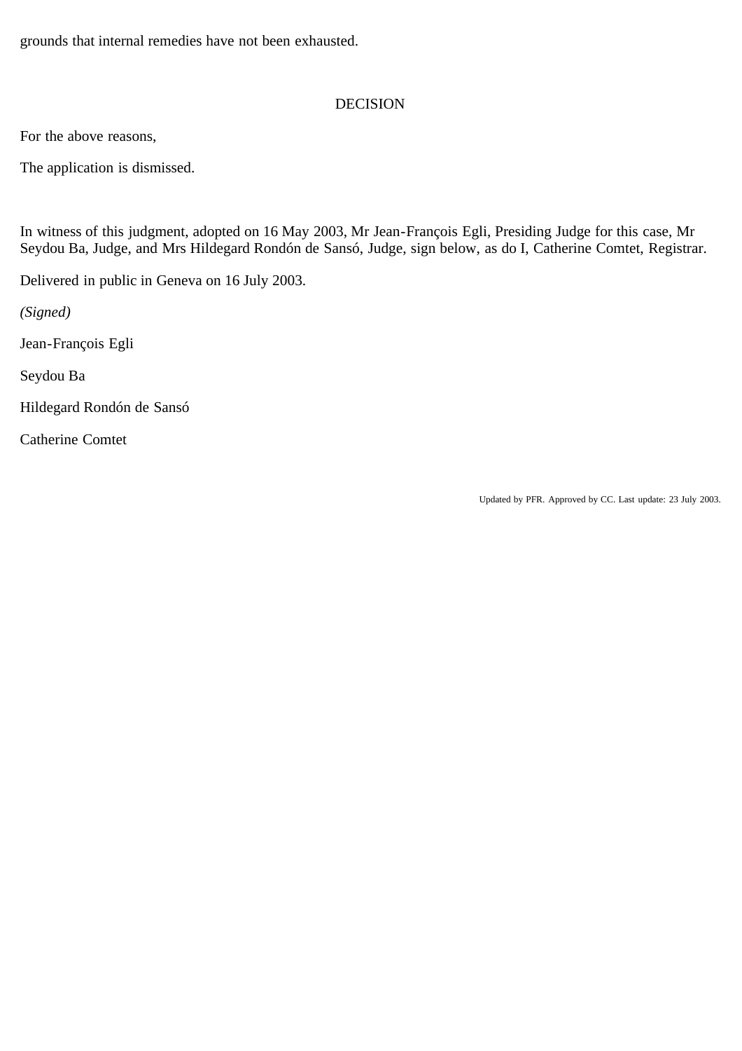grounds that internal remedies have not been exhausted.

## DECISION

For the above reasons,

The application is dismissed.

In witness of this judgment, adopted on 16 May 2003, Mr Jean-François Egli, Presiding Judge for this case, Mr Seydou Ba, Judge, and Mrs Hildegard Rondón de Sansó, Judge, sign below, as do I, Catherine Comtet, Registrar.

Delivered in public in Geneva on 16 July 2003.

*(Signed)*

Jean-François Egli

Seydou Ba

Hildegard Rondón de Sansó

Catherine Comtet

Updated by PFR. Approved by CC. Last update: 23 July 2003.